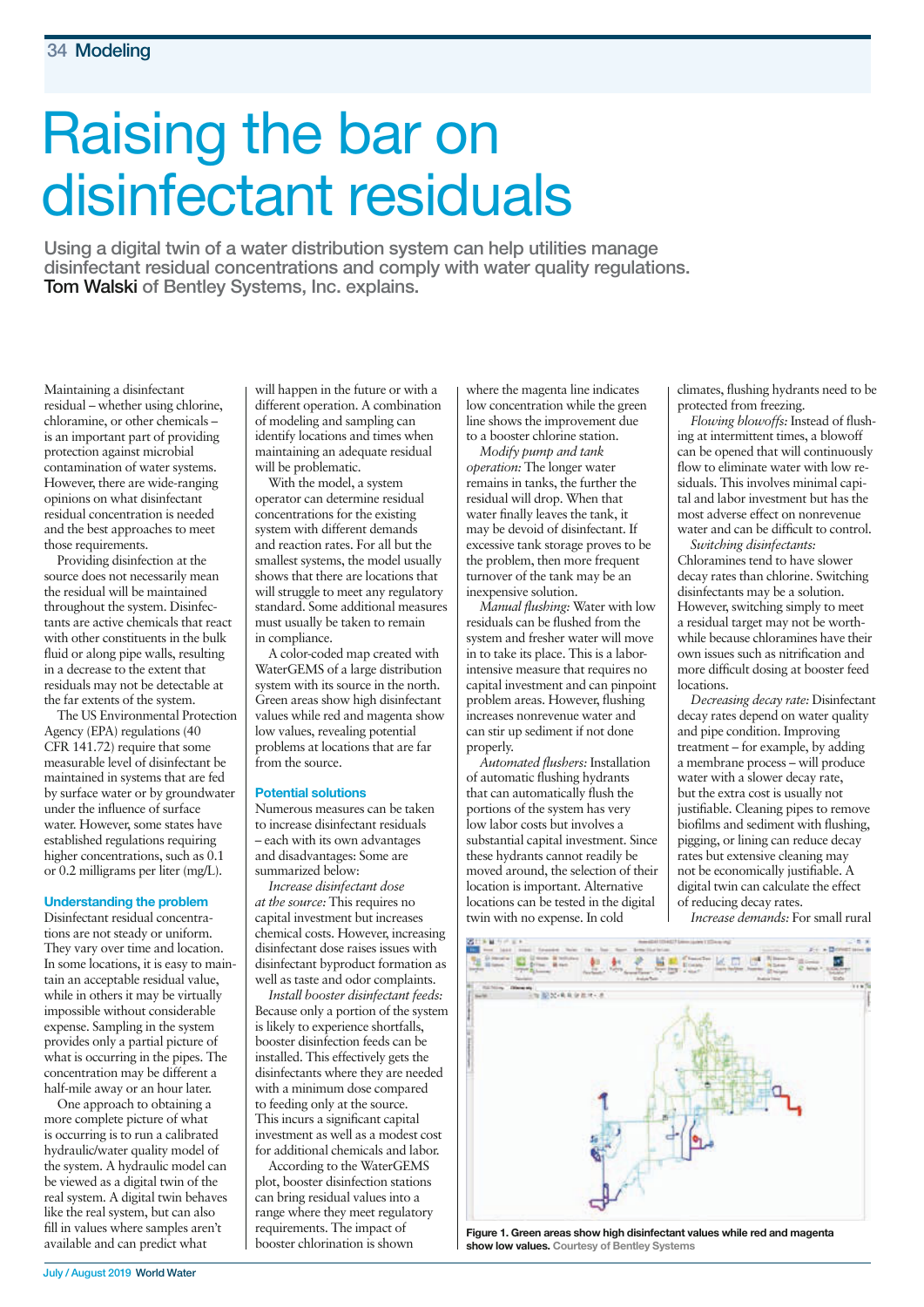# Raising the bar on disinfectant residuals

**Using a digital twin of a water distribution system can help utilities manage disinfectant residual concentrations and comply with water quality regulations. Tom Walski of Bentley Systems, Inc. explains.**

Maintaining a disinfectant residual – whether using chlorine, chloramine, or other chemicals – is an important part of providing protection against microbial contamination of water systems. However, there are wide-ranging opinions on what disinfectant residual concentration is needed and the best approaches to meet those requirements.

Providing disinfection at the source does not necessarily mean the residual will be maintained throughout the system. Disinfectants are active chemicals that react with other constituents in the bulk fluid or along pipe walls, resulting in a decrease to the extent that residuals may not be detectable at the far extents of the system.

The US Environmental Protection Agency (EPA) regulations (40 CFR 141.72) require that some measurable level of disinfectant be maintained in systems that are fed by surface water or by groundwater under the influence of surface water. However, some states have established regulations requiring higher concentrations, such as 0.1 or 0.2 milligrams per liter (mg/L).

### Understanding the problem

Disinfectant residual concentrations are not steady or uniform. They vary over time and location. In some locations, it is easy to maintain an acceptable residual value, while in others it may be virtually impossible without considerable expense. Sampling in the system provides only a partial picture of what is occurring in the pipes. The concentration may be different a half-mile away or an hour later.

One approach to obtaining a more complete picture of what is occurring is to run a calibrated hydraulic/water quality model of the system. A hydraulic model can be viewed as a digital twin of the real system. A digital twin behaves like the real system, but can also fill in values where samples aren't available and can predict what will happen in the future or with a different operation. A combination of modeling and sampling can identify locations and times when maintaining an adequate residual will be problematic.

With the model, a system operator can determine residual concentrations for the existing system with different demands and reaction rates. For all but the smallest systems, the model usually shows that there are locations that will struggle to meet any regulatory standard. Some additional measures must usually be taken to remain in compliance.

A color-coded map created with WaterGEMS of a large distribution system with its source in the north. Green areas show high disinfectant values while red and magenta show low values, revealing potential problems at locations that are far from the source.

### Potential solutions

Numerous measures can be taken to increase disinfectant residuals – each with its own advantages and disadvantages: Some are summarized below:

*Increase disinfectant dose at the source:* This requires no capital investment but increases chemical costs. However, increasing disinfectant dose raises issues with disinfectant byproduct formation as well as taste and odor complaints.

*Install booster disinfectant feeds:* Because only a portion of the system is likely to experience shortfalls, booster disinfection feeds can be installed. This effectively gets the disinfectants where they are needed with a minimum dose compared to feeding only at the source. This incurs a significant capital investment as well as a modest cost for additional chemicals and labor.

According to the WaterGEMS plot, booster disinfection stations can bring residual values into a range where they meet regulatory requirements. The impact of booster chlorination is shown where the magenta line indicates low concentration while the green line shows the improvement due to a booster chlorine station.

*Modify pump and tank operation:* The longer water remains in tanks, the further the residual will drop. When that water finally leaves the tank, it may be devoid of disinfectant. If excessive tank storage proves to be the problem, then more frequent turnover of the tank may be an inexpensive solution.

*Manual flushing:* Water with low residuals can be flushed from the system and fresher water will move in to take its place. This is a labor-intensive measure that requires no capital investment and can pinpoint problem areas. However, flushing increases nonrevenue water and can stir up sediment if not done properly.

*Automated flushers:* Installation of automatic flushing hydrants that can automatically flush the portions of the system has very low labor costs but involves a substantial capital investment. Since these hydrants cannot readily be moved around, the selection of their location is important. Alternative locations can be tested in the digital twin with no expense. In cold climates, flushing hydrants need to be protected from freezing.

*Flowing blowoffs:* Instead of flushing at intermittent times, a blowoff can be opened that will continuously flow to eliminate water with low residuals. This involves minimal capital and labor investment but has the most adverse effect on nonrevenue water and can be difficult to control.

*Switching disinfectants:* Chloramines tend to have slower decay rates than chlorine. Switching disinfectants may be a solution. However, switching simply to meet a residual target may not be worthwhile because chloramines have their own issues such as nitrification and more difficult dosing at booster feed locations.

*Decreasing decay rate:* Disinfectant decay rates depend on water quality and pipe condition. Improving treatment – for example, by adding a membrane process – will produce water with a slower decay rate, but the extra cost is usually not justifiable. Cleaning pipes to remove biofilms and sediment with flushing, pigging, or lining can reduce decay rates but extensive cleaning may not be economically justifiable. A digital twin can calculate the effect of reducing decay rates.

*Increase demands:* For small rural

**Figure 1. Green areas show high disinfectant values while red and magenta show low values.** Courtesy of Bentley Systems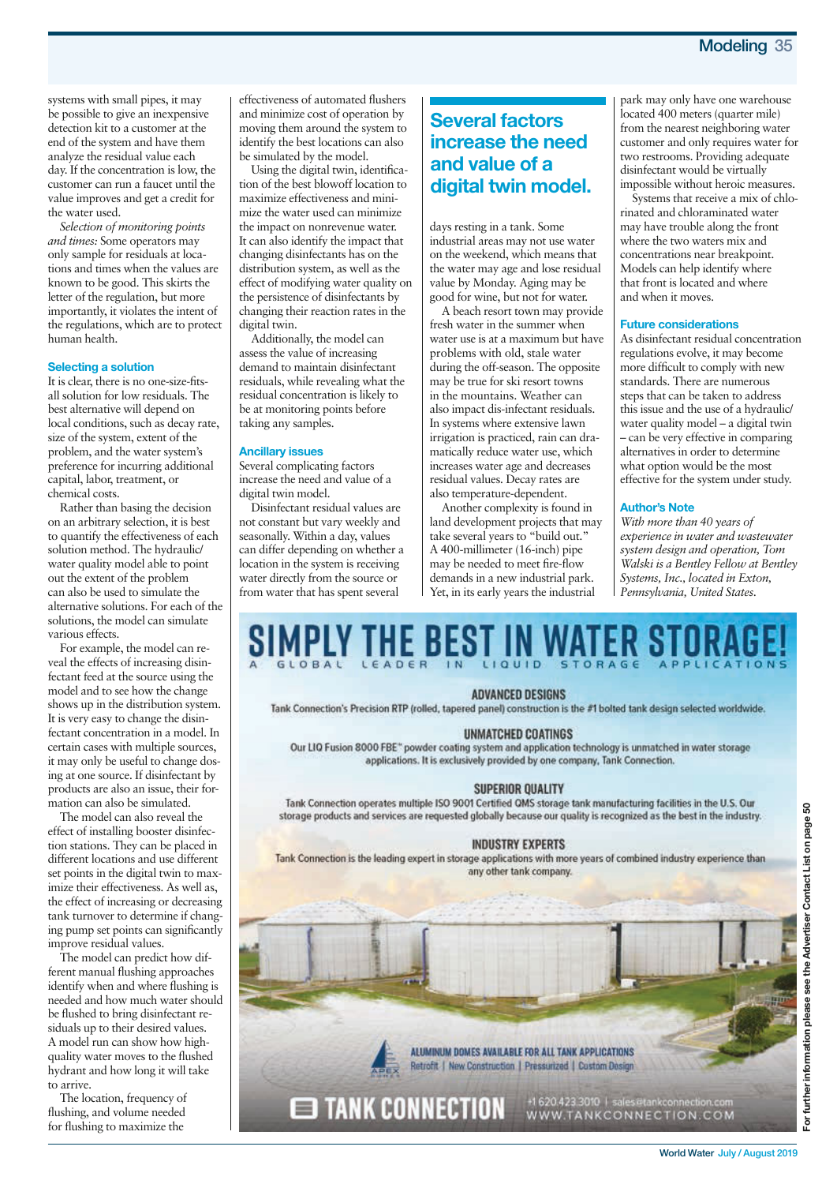systems with small pipes, it may be possible to give an inexpensive detection kit to a customer at the end of the system and have them analyze the residual value each day. If the concentration is low, the customer can run a faucet until the value improves and get a credit for the water used.

*Selection of monitoring points and times:* Some operators may only sample for residuals at locations and times when the values are known to be good. This skirts the letter of the regulation, but more importantly, it violates the intent of the regulations, which are to protect human health.

### Selecting a solution

It is clear, there is no one-size-fits-all solution for low residuals. The best alternative will depend on local conditions, such as decay rate, size of the system, extent of the problem, and the water system's preference for incurring additional capital, labor, treatment, or chemical costs.

Rather than basing the decision on an arbitrary selection, it is best to quantify the effectiveness of each solution method. The hydraulic/water quality model able to point out the extent of the problem can also be used to simulate the alternative solutions. For each of the solutions, the model can simulate various effects.

For example, the model can reveal the effects of increasing disinfectant feed at the source using the model and to see how the change shows up in the distribution system. It is very easy to change the disinfectant concentration in a model. In certain cases with multiple sources, it may only be useful to change dosing at one source. If disinfectant by products are also an issue, their formation can also be simulated.

The model can also reveal the effect of installing booster disinfection stations. They can be placed in different locations and use different set points in the digital twin to maximize their effectiveness. As well as, the effect of increasing or decreasing tank turnover to determine if changing pump set points can significantly improve residual values.

The model can predict how different manual flushing approaches identify when and where flushing is needed and how much water should be flushed to bring disinfectant residuals up to their desired values. A model run can show how high-quality water moves to the flushed hydrant and how long it will take to arrive.

The location, frequency of flushing, and volume needed for flushing to maximize the effectiveness of automated flushers and minimize cost of operation by moving them around the system to identify the best locations can also be simulated by the model.

Using the digital twin, identification of the best blowoff location to maximize effectiveness and minimize the water used can minimize the impact on nonrevenue water. It can also identify the impact that changing disinfectants has on the distribution system, as well as the effect of modifying water quality on the persistence of disinfectants by changing their reaction rates in the digital twin.

Additionally, the model can assess the value of increasing demand to maintain disinfectant residuals, while revealing what the residual concentration is likely to be at monitoring points before taking any samples.

### Ancillary issues

Several complicating factors increase the need and value of a digital twin model.

> **Several factors increase the need and value of a digital twin model.**

Disinfectant residual values are not constant but vary weekly and seasonally. Within a day, values can differ depending on whether a location in the system is receiving water directly from the source or from water that has spent several days resting in a tank. Some industrial areas may not use water on the weekend, which means that the water may age and lose residual value by Monday. Aging may be good for wine, but not for water.

A beach resort town may provide fresh water in the summer when water use is at a maximum but have problems with old, stale water during the off-season. The opposite may be true for ski resort towns in the mountains. Weather can also impact dis-infectant residuals. In systems where extensive lawn irrigation is practiced, rain can dramatically reduce water use, which increases water age and decreases residual values. Decay rates are also temperature-dependent.

Another complexity is found in land development projects that may take several years to "build out." A 400-millimeter (16-inch) pipe may be needed to meet fire-flow demands in a new industrial park. Yet, in its early years the industrial park may only have one warehouse located 400 meters (quarter mile) from the nearest neighboring water customer and only requires water for two restrooms. Providing adequate disinfectant would be virtually impossible without heroic measures.

Systems that receive a mix of chlorinated and chloraminated water may have trouble along the front where the two waters mix and concentrations near breakpoint. Models can help identify where that front is located and where and when it moves.

### Future considerations

As disinfectant residual concentration regulations evolve, it may become more difficult to comply with new standards. There are numerous steps that can be taken to address this issue and the use of a hydraulic/water quality model – a digital twin – can be very effective in comparing alternatives in order to determine what option would be the most effective for the system under study.

### Author's Note

*With more than 40 years of experience in water and wastewater system design and operation, Tom Walski is a Bentley Fellow at Bentley Systems, Inc., located in Exton, Pennsylvania, United States.*

# SIMPLY THE BEST IN WATER STORAGE!

A GLOBAL LEADER IN LIQUID STORAGE APPLICATIONS

**ADVANCED DESIGNS**

Tank Connection's Precision RTP (rolled, tapered panel) construction is the #1 bolted tank design selected worldwide.

**UNMATCHED COATINGS**

Our LIQ Fusion 8000 FBE™ powder coating system and application technology is unmatched in water storage applications. It is exclusively provided by one company, Tank Connection.

**SUPERIOR QUALITY**

Tank Connection operates multiple ISO 9001 Certified QMS storage tank manufacturing facilities in the U.S. Our storage products and services are requested globally because our quality is recognized as the best in the industry.

**INDUSTRY EXPERTS**

Tank Connection is the leading expert in storage applications with more years of combined industry experience than any other tank company.

ALUMINUM DOMES AVAILABLE FOR ALL TANK APPLICATIONS
Retrofit | New Construction | Pressurized | Custom Design

TANK CONNECTION
+1 620.423.3010 | sales@tankconnection.com
WWW.TANKCONNECTION.COM

For further information please see the Advertiser Contact List on page 50